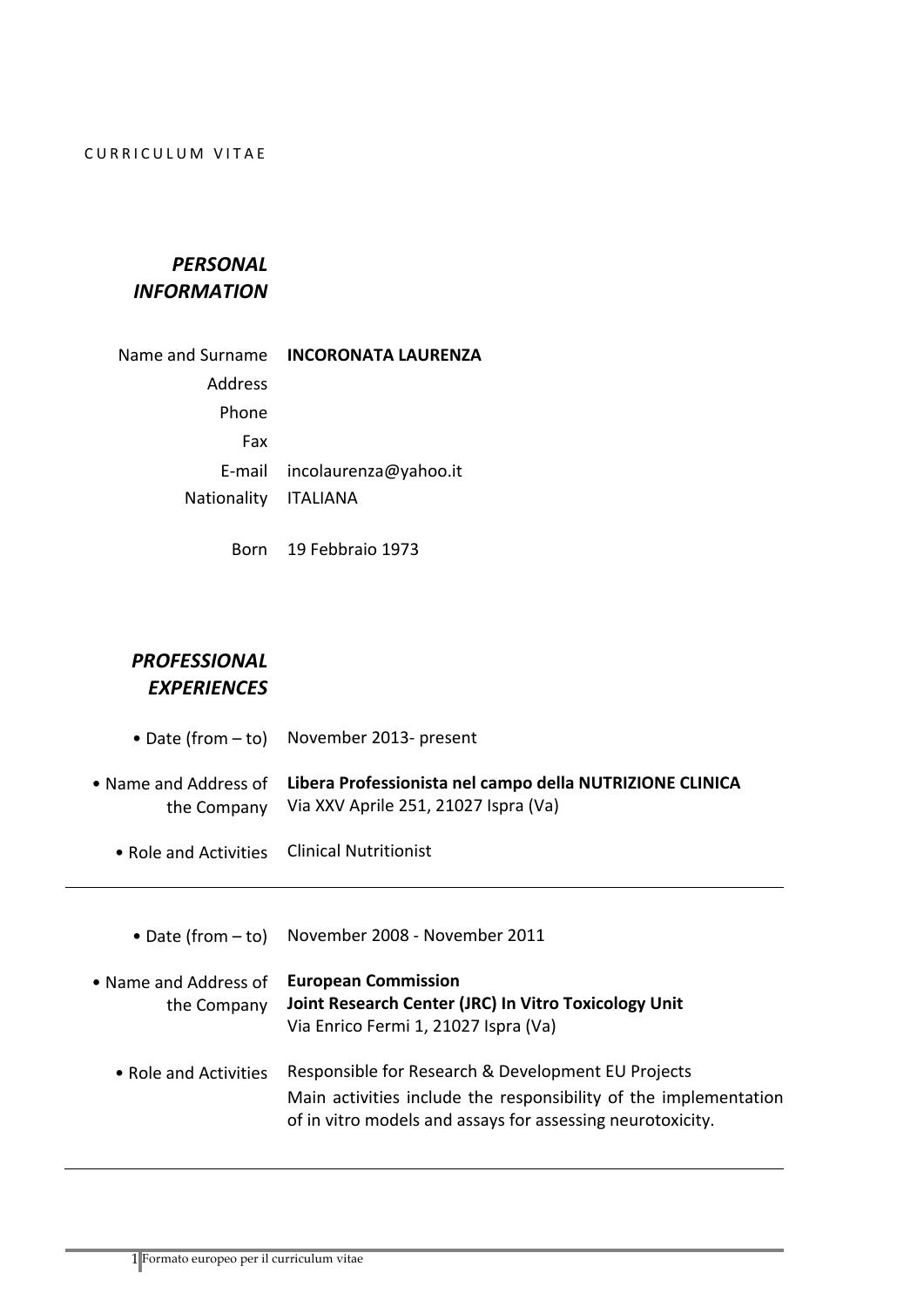CURRICULUM VITAE

## *PERSONAL INFORMATION*

| | |
|---|---|
| Name and Surname | **INCORONATA LAURENZA** |
| Address | |
| Phone | |
| Fax | |
| E-mail | incolaurenza@yahoo.it |
| Nationality | ITALIANA |
| Born | 19 Febbraio 1973 |

## *PROFESSIONAL EXPERIENCES*

| | |
|---|---|
| • Date (from – to) | November 2013- present |
| • Name and Address of the Company | **Libera Professionista nel campo della NUTRIZIONE CLINICA**<br>Via XXV Aprile 251, 21027 Ispra (Va) |
| • Role and Activities | Clinical Nutritionist |

---

| | |
|---|---|
| • Date (from – to) | November 2008 - November 2011 |
| • Name and Address of the Company | **European Commission**<br>**Joint Research Center (JRC) In Vitro Toxicology Unit**<br>Via Enrico Fermi 1, 21027 Ispra (Va) |
| • Role and Activities | Responsible for Research & Development EU Projects<br>Main activities include the responsibility of the implementation of in vitro models and assays for assessing neurotoxicity. |

---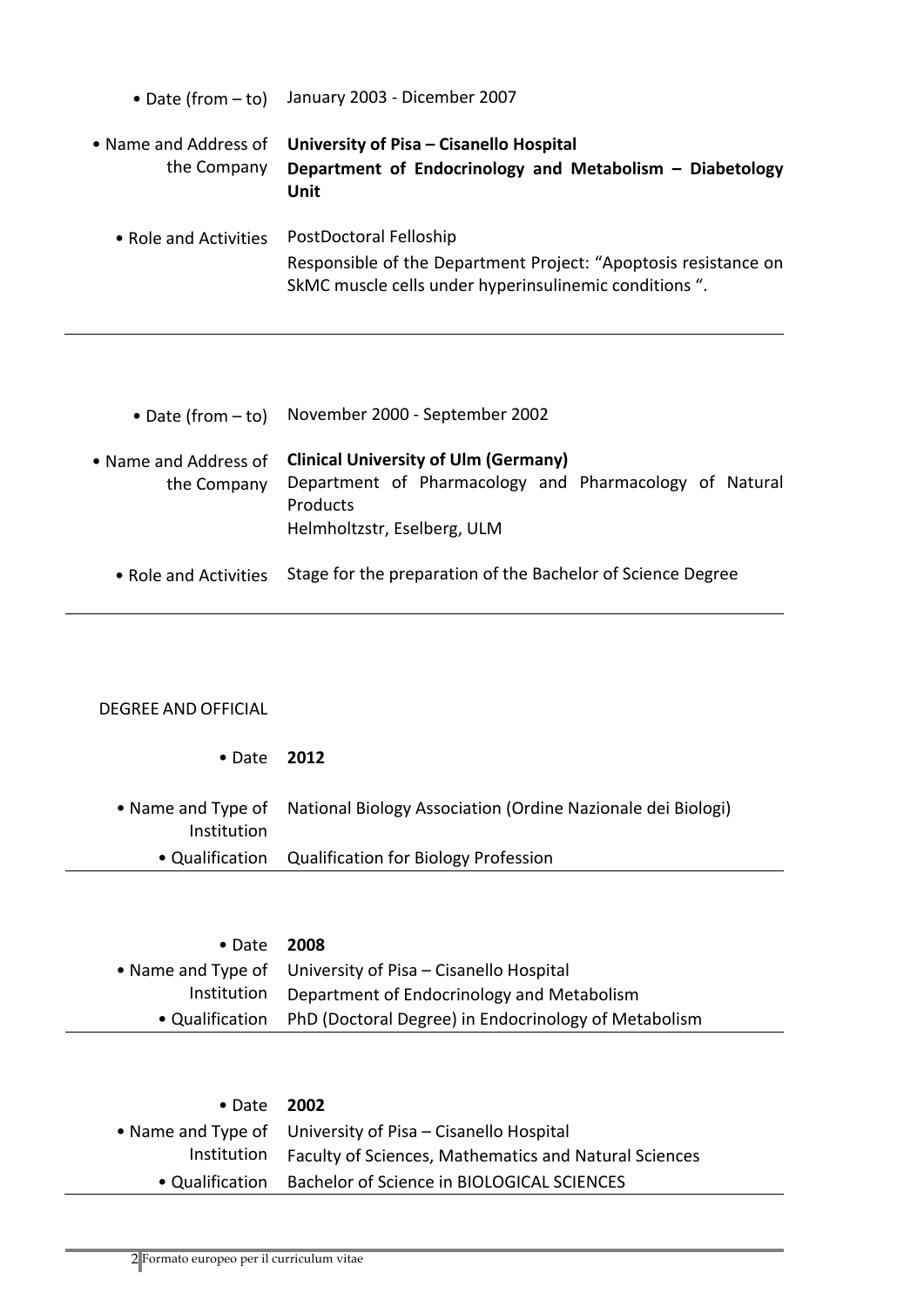| | |
|---|---|
| • Date (from – to) | January 2003 - Dicember 2007 |
| • Name and Address of the Company | **University of Pisa – Cisanello Hospital**<br>**Department of Endocrinology and Metabolism – Diabetology Unit** |
| • Role and Activities | PostDoctoral Felloship<br>Responsible of the Department Project: "Apoptosis resistance on SkMC muscle cells under hyperinsulinemic conditions ". |

---

| | |
|---|---|
| • Date (from – to) | November 2000 - September 2002 |
| • Name and Address of the Company | **Clinical University of Ulm (Germany)**<br>Department of Pharmacology and Pharmacology of Natural Products<br>Helmholtzstr, Eselberg, ULM |
| • Role and Activities | Stage for the preparation of the Bachelor of Science Degree |

---

DEGREE AND OFFICIAL

| | |
|---|---|
| • Date | **2012** |
| • Name and Type of Institution | National Biology Association (Ordine Nazionale dei Biologi) |
| • Qualification | Qualification for Biology Profession |

---

| | |
|---|---|
| • Date | **2008** |
| • Name and Type of Institution | University of Pisa – Cisanello Hospital<br>Department of Endocrinology and Metabolism |
| • Qualification | PhD (Doctoral Degree) in Endocrinology of Metabolism |

---

| | |
|---|---|
| • Date | **2002** |
| • Name and Type of Institution | University of Pisa – Cisanello Hospital<br>Faculty of Sciences, Mathematics and Natural Sciences |
| • Qualification | Bachelor of Science in BIOLOGICAL SCIENCES |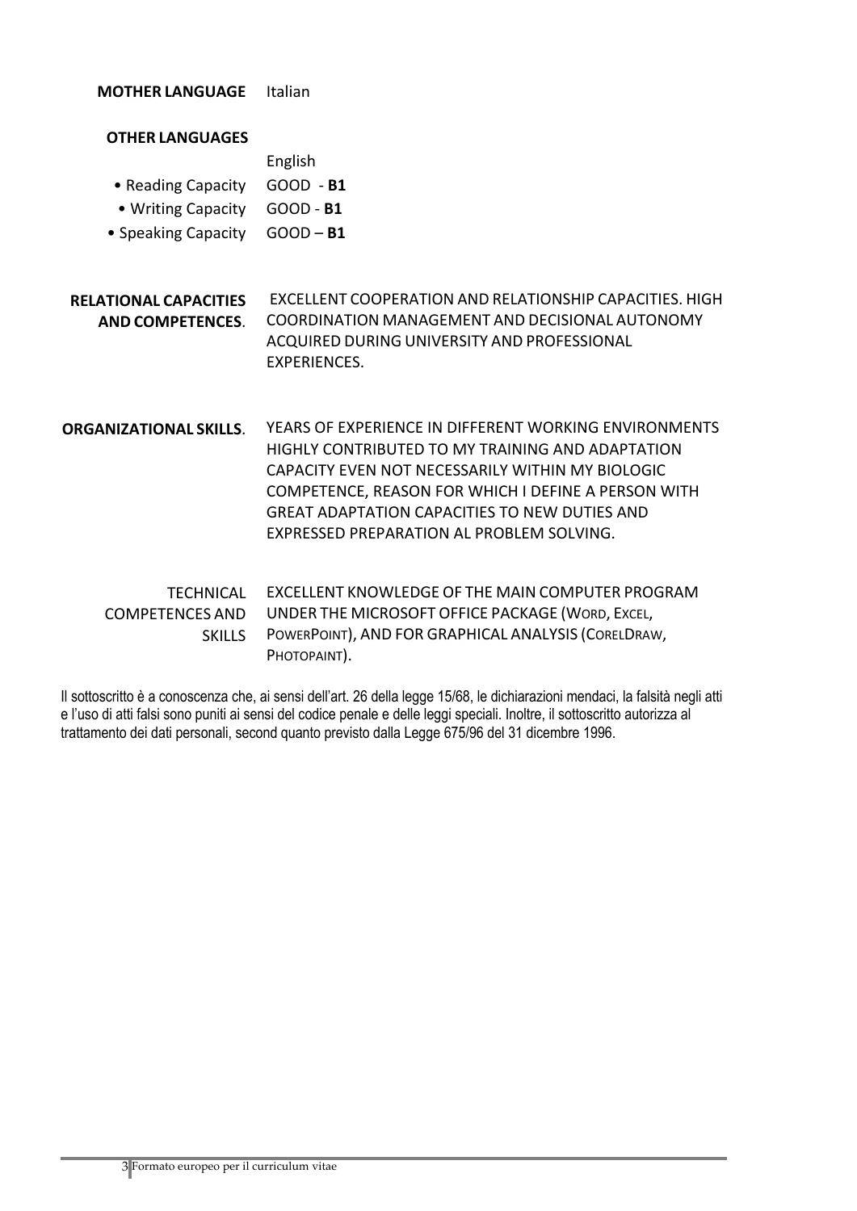**MOTHER LANGUAGE** Italian

**OTHER LANGUAGES**

English

- Reading Capacity GOOD - **B1**
- Writing Capacity GOOD - **B1**
- Speaking Capacity GOOD – **B1**

**RELATIONAL CAPACITIES AND COMPETENCES**. EXCELLENT COOPERATION AND RELATIONSHIP CAPACITIES. HIGH COORDINATION MANAGEMENT AND DECISIONAL AUTONOMY ACQUIRED DURING UNIVERSITY AND PROFESSIONAL EXPERIENCES.

**ORGANIZATIONAL SKILLS**. YEARS OF EXPERIENCE IN DIFFERENT WORKING ENVIRONMENTS HIGHLY CONTRIBUTED TO MY TRAINING AND ADAPTATION CAPACITY EVEN NOT NECESSARILY WITHIN MY BIOLOGIC COMPETENCE, REASON FOR WHICH I DEFINE A PERSON WITH GREAT ADAPTATION CAPACITIES TO NEW DUTIES AND EXPRESSED PREPARATION AL PROBLEM SOLVING.

TECHNICAL COMPETENCES AND SKILLS EXCELLENT KNOWLEDGE OF THE MAIN COMPUTER PROGRAM UNDER THE MICROSOFT OFFICE PACKAGE (WORD, EXCEL, POWERPOINT), AND FOR GRAPHICAL ANALYSIS (CORELDRAW, PHOTOPAINT).

Il sottoscritto è a conoscenza che, ai sensi dell'art. 26 della legge 15/68, le dichiarazioni mendaci, la falsità negli atti e l'uso di atti falsi sono puniti ai sensi del codice penale e delle leggi speciali. Inoltre, il sottoscritto autorizza al trattamento dei dati personali, second quanto previsto dalla Legge 675/96 del 31 dicembre 1996.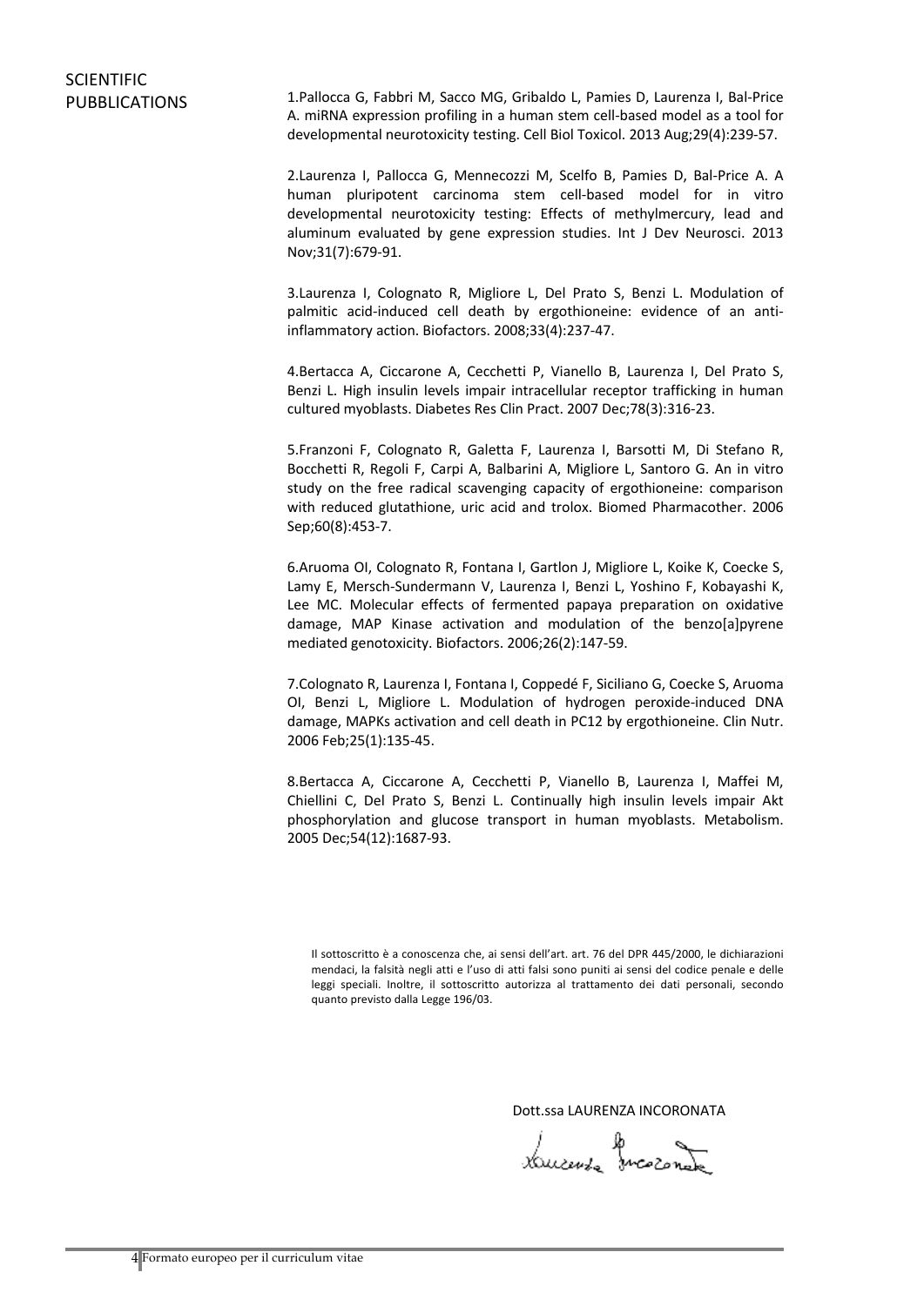## SCIENTIFIC PUBBLICATIONS

1.Pallocca G, Fabbri M, Sacco MG, Gribaldo L, Pamies D, Laurenza I, Bal-Price A. miRNA expression profiling in a human stem cell-based model as a tool for developmental neurotoxicity testing. Cell Biol Toxicol. 2013 Aug;29(4):239-57.

2.Laurenza I, Pallocca G, Mennecozzi M, Scelfo B, Pamies D, Bal-Price A. A human pluripotent carcinoma stem cell-based model for in vitro developmental neurotoxicity testing: Effects of methylmercury, lead and aluminum evaluated by gene expression studies. Int J Dev Neurosci. 2013 Nov;31(7):679-91.

3.Laurenza I, Colognato R, Migliore L, Del Prato S, Benzi L. Modulation of palmitic acid-induced cell death by ergothioneine: evidence of an anti-inflammatory action. Biofactors. 2008;33(4):237-47.

4.Bertacca A, Ciccarone A, Cecchetti P, Vianello B, Laurenza I, Del Prato S, Benzi L. High insulin levels impair intracellular receptor trafficking in human cultured myoblasts. Diabetes Res Clin Pract. 2007 Dec;78(3):316-23.

5.Franzoni F, Colognato R, Galetta F, Laurenza I, Barsotti M, Di Stefano R, Bocchetti R, Regoli F, Carpi A, Balbarini A, Migliore L, Santoro G. An in vitro study on the free radical scavenging capacity of ergothioneine: comparison with reduced glutathione, uric acid and trolox. Biomed Pharmacother. 2006 Sep;60(8):453-7.

6.Aruoma OI, Colognato R, Fontana I, Gartlon J, Migliore L, Koike K, Coecke S, Lamy E, Mersch-Sundermann V, Laurenza I, Benzi L, Yoshino F, Kobayashi K, Lee MC. Molecular effects of fermented papaya preparation on oxidative damage, MAP Kinase activation and modulation of the benzo[a]pyrene mediated genotoxicity. Biofactors. 2006;26(2):147-59.

7.Colognato R, Laurenza I, Fontana I, Coppedé F, Siciliano G, Coecke S, Aruoma OI, Benzi L, Migliore L. Modulation of hydrogen peroxide-induced DNA damage, MAPKs activation and cell death in PC12 by ergothioneine. Clin Nutr. 2006 Feb;25(1):135-45.

8.Bertacca A, Ciccarone A, Cecchetti P, Vianello B, Laurenza I, Maffei M, Chiellini C, Del Prato S, Benzi L. Continually high insulin levels impair Akt phosphorylation and glucose transport in human myoblasts. Metabolism. 2005 Dec;54(12):1687-93.

Il sottoscritto è a conoscenza che, ai sensi dell'art. art. 76 del DPR 445/2000, le dichiarazioni mendaci, la falsità negli atti e l'uso di atti falsi sono puniti ai sensi del codice penale e delle leggi speciali. Inoltre, il sottoscritto autorizza al trattamento dei dati personali, secondo quanto previsto dalla Legge 196/03.

Dott.ssa LAURENZA INCORONATA